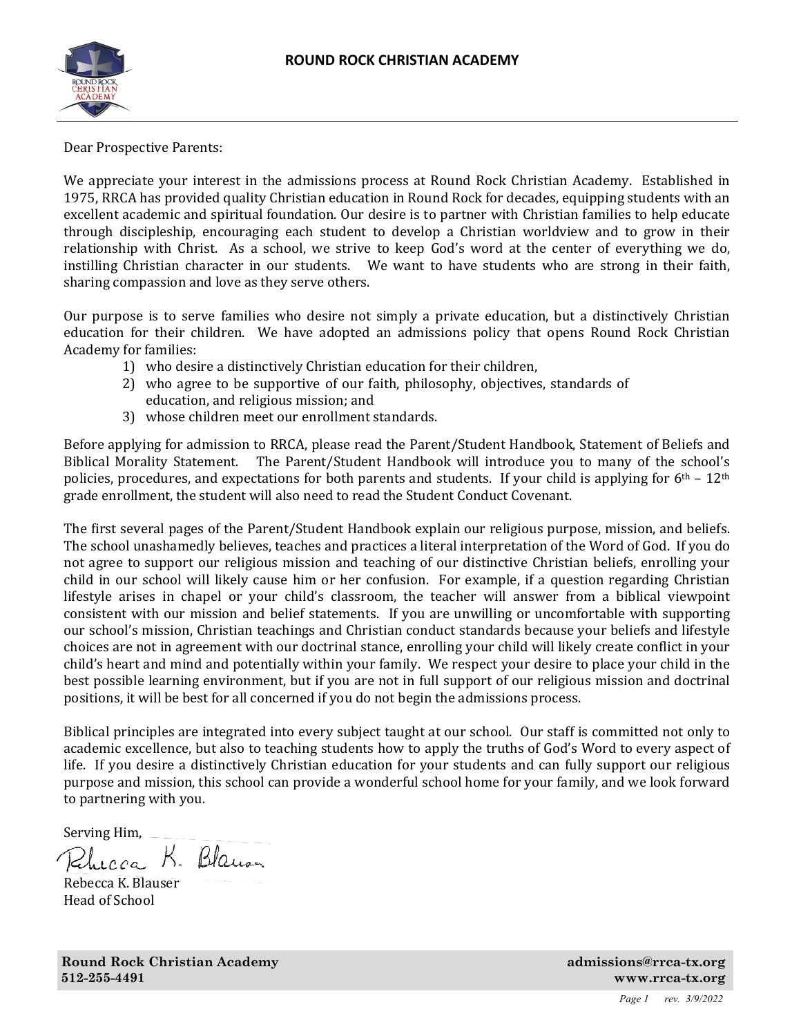# ROUND ROCK CHRISTIAN ACADEMY

Dear Prospective Parents:

We appreciate your interest in the admissions process at Round Rock Christian Academy. Established in 1975, RRCA has provided quality Christian education in Round Rock for decades, equipping students with an excellent academic and spiritual foundation. Our desire is to partner with Christian families to help educate through discipleship, encouraging each student to develop a Christian worldview and to grow in their relationship with Christ. As a school, we strive to keep God's word at the center of everything we do, instilling Christian character in our students. We want to have students who are strong in their faith, sharing compassion and love as they serve others.

Our purpose is to serve families who desire not simply a private education, but a distinctively Christian education for their children. We have adopted an admissions policy that opens Round Rock Christian Academy for families:

1) who desire a distinctively Christian education for their children,
2) who agree to be supportive of our faith, philosophy, objectives, standards of education, and religious mission; and
3) whose children meet our enrollment standards.

Before applying for admission to RRCA, please read the Parent/Student Handbook, Statement of Beliefs and Biblical Morality Statement. The Parent/Student Handbook will introduce you to many of the school's policies, procedures, and expectations for both parents and students. If your child is applying for 6th – 12th grade enrollment, the student will also need to read the Student Conduct Covenant.

The first several pages of the Parent/Student Handbook explain our religious purpose, mission, and beliefs. The school unashamedly believes, teaches and practices a literal interpretation of the Word of God. If you do not agree to support our religious mission and teaching of our distinctive Christian beliefs, enrolling your child in our school will likely cause him or her confusion. For example, if a question regarding Christian lifestyle arises in chapel or your child's classroom, the teacher will answer from a biblical viewpoint consistent with our mission and belief statements. If you are unwilling or uncomfortable with supporting our school's mission, Christian teachings and Christian conduct standards because your beliefs and lifestyle choices are not in agreement with our doctrinal stance, enrolling your child will likely create conflict in your child's heart and mind and potentially within your family. We respect your desire to place your child in the best possible learning environment, but if you are not in full support of our religious mission and doctrinal positions, it will be best for all concerned if you do not begin the admissions process.

Biblical principles are integrated into every subject taught at our school. Our staff is committed not only to academic excellence, but also to teaching students how to apply the truths of God's Word to every aspect of life. If you desire a distinctively Christian education for your students and can fully support our religious purpose and mission, this school can provide a wonderful school home for your family, and we look forward to partnering with you.

Serving Him,

Rebecca K. Blauser
Head of School

**Round Rock Christian Academy**
**512-255-4491**
**admissions@rrca-tx.org**
**www.rrca-tx.org**

*rev. 3/9/2022*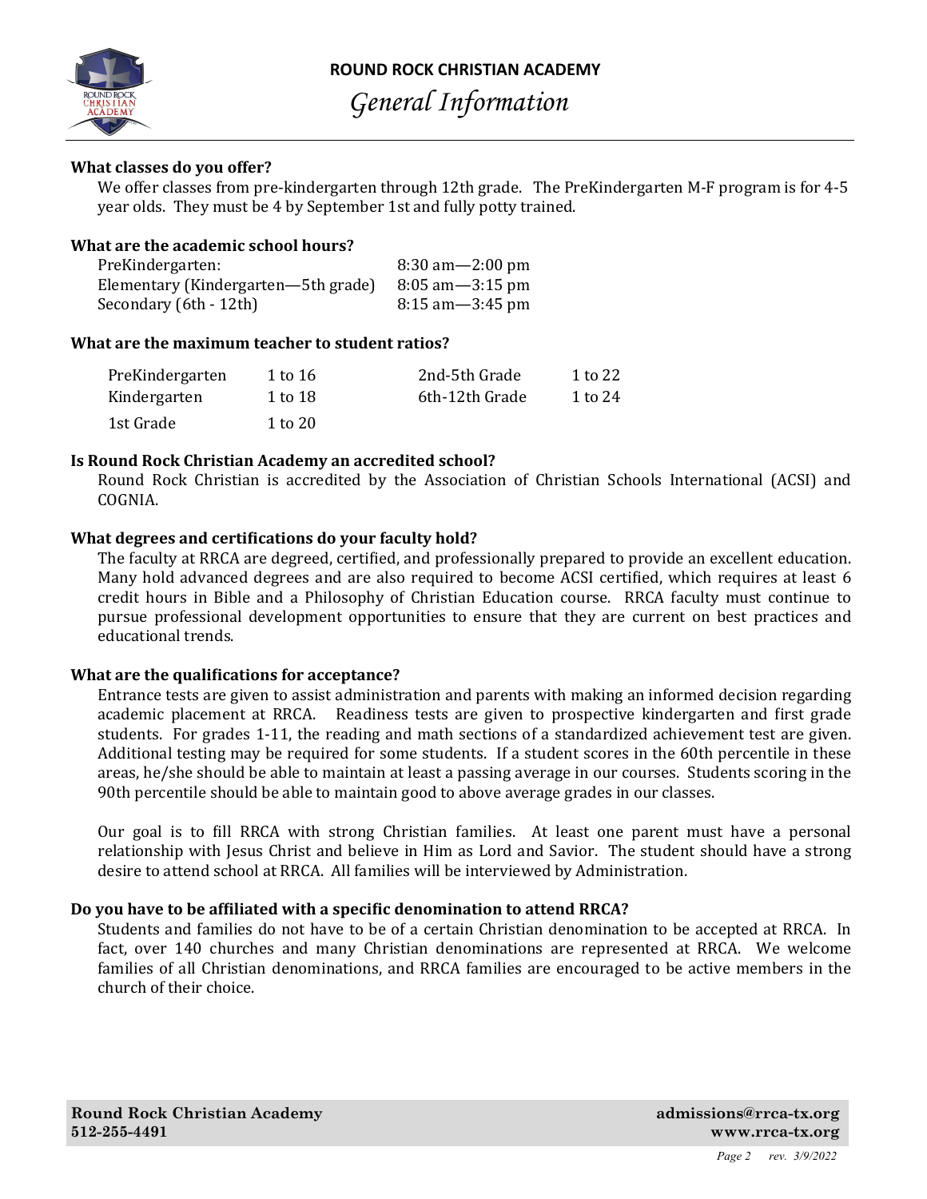# ROUND ROCK CHRISTIAN ACADEMY

## *General Information*

**What classes do you offer?**

We offer classes from pre-kindergarten through 12th grade. The PreKindergarten M-F program is for 4-5 year olds. They must be 4 by September 1st and fully potty trained.

**What are the academic school hours?**

| | |
|---|---|
| PreKindergarten: | 8:30 am—2:00 pm |
| Elementary (Kindergarten—5th grade) | 8:05 am—3:15 pm |
| Secondary (6th - 12th) | 8:15 am—3:45 pm |

**What are the maximum teacher to student ratios?**

| | | | |
|---|---|---|---|
| PreKindergarten | 1 to 16 | 2nd-5th Grade | 1 to 22 |
| Kindergarten | 1 to 18 | 6th-12th Grade | 1 to 24 |
| 1st Grade | 1 to 20 | | |

**Is Round Rock Christian Academy an accredited school?**

Round Rock Christian is accredited by the Association of Christian Schools International (ACSI) and COGNIA.

**What degrees and certifications do your faculty hold?**

The faculty at RRCA are degreed, certified, and professionally prepared to provide an excellent education. Many hold advanced degrees and are also required to become ACSI certified, which requires at least 6 credit hours in Bible and a Philosophy of Christian Education course. RRCA faculty must continue to pursue professional development opportunities to ensure that they are current on best practices and educational trends.

**What are the qualifications for acceptance?**

Entrance tests are given to assist administration and parents with making an informed decision regarding academic placement at RRCA. Readiness tests are given to prospective kindergarten and first grade students. For grades 1-11, the reading and math sections of a standardized achievement test are given. Additional testing may be required for some students. If a student scores in the 60th percentile in these areas, he/she should be able to maintain at least a passing average in our courses. Students scoring in the 90th percentile should be able to maintain good to above average grades in our classes.

Our goal is to fill RRCA with strong Christian families. At least one parent must have a personal relationship with Jesus Christ and believe in Him as Lord and Savior. The student should have a strong desire to attend school at RRCA. All families will be interviewed by Administration.

**Do you have to be affiliated with a specific denomination to attend RRCA?**

Students and families do not have to be of a certain Christian denomination to be accepted at RRCA. In fact, over 140 churches and many Christian denominations are represented at RRCA. We welcome families of all Christian denominations, and RRCA families are encouraged to be active members in the church of their choice.

**Round Rock Christian Academy**
**512-255-4491**

**admissions@rrca-tx.org**
**www.rrca-tx.org**

*rev. 3/9/2022*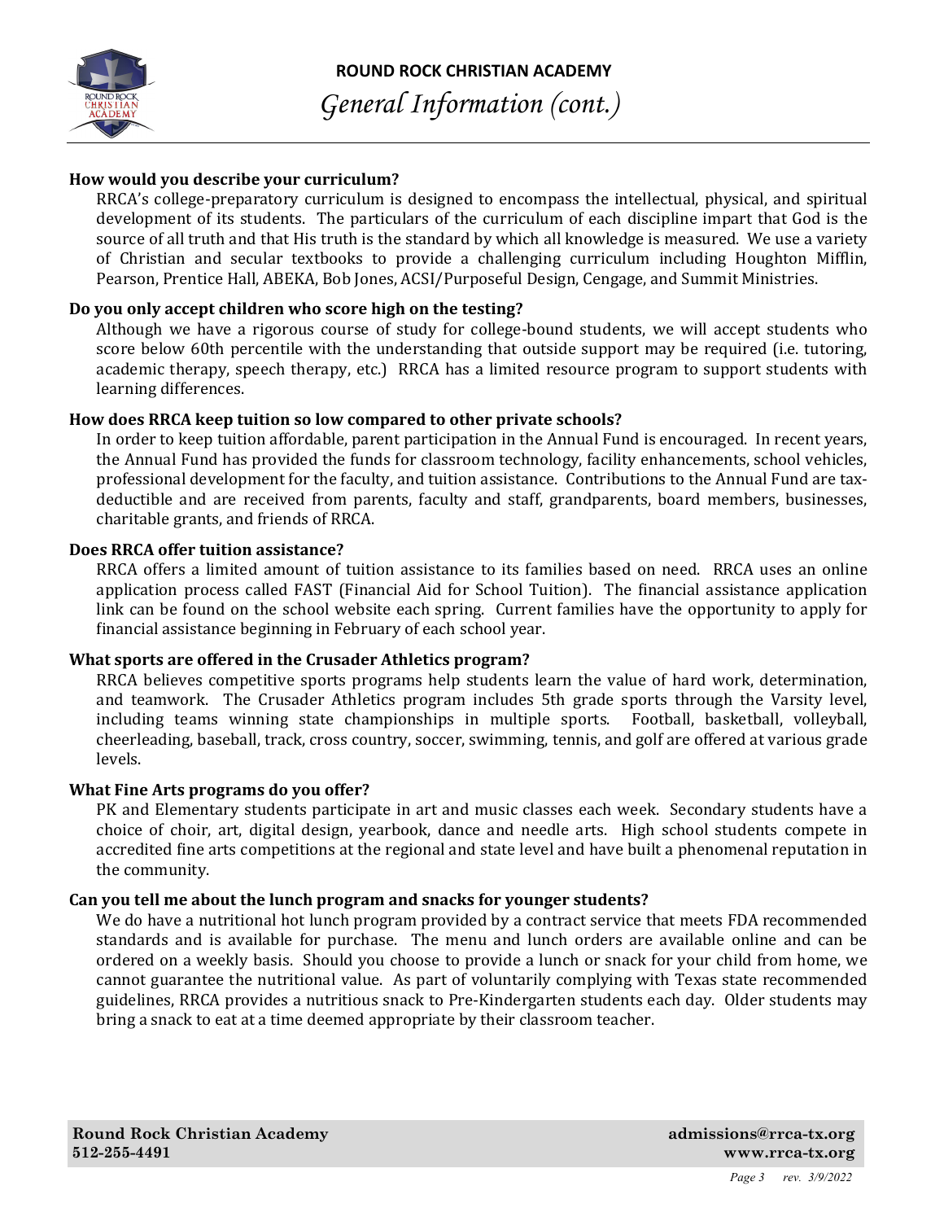# ROUND ROCK CHRISTIAN ACADEMY

## *General Information (cont.)*

**How would you describe your curriculum?**

RRCA's college-preparatory curriculum is designed to encompass the intellectual, physical, and spiritual development of its students. The particulars of the curriculum of each discipline impart that God is the source of all truth and that His truth is the standard by which all knowledge is measured. We use a variety of Christian and secular textbooks to provide a challenging curriculum including Houghton Mifflin, Pearson, Prentice Hall, ABEKA, Bob Jones, ACSI/Purposeful Design, Cengage, and Summit Ministries.

**Do you only accept children who score high on the testing?**

Although we have a rigorous course of study for college-bound students, we will accept students who score below 60th percentile with the understanding that outside support may be required (i.e. tutoring, academic therapy, speech therapy, etc.) RRCA has a limited resource program to support students with learning differences.

**How does RRCA keep tuition so low compared to other private schools?**

In order to keep tuition affordable, parent participation in the Annual Fund is encouraged. In recent years, the Annual Fund has provided the funds for classroom technology, facility enhancements, school vehicles, professional development for the faculty, and tuition assistance. Contributions to the Annual Fund are tax-deductible and are received from parents, faculty and staff, grandparents, board members, businesses, charitable grants, and friends of RRCA.

**Does RRCA offer tuition assistance?**

RRCA offers a limited amount of tuition assistance to its families based on need. RRCA uses an online application process called FAST (Financial Aid for School Tuition). The financial assistance application link can be found on the school website each spring. Current families have the opportunity to apply for financial assistance beginning in February of each school year.

**What sports are offered in the Crusader Athletics program?**

RRCA believes competitive sports programs help students learn the value of hard work, determination, and teamwork. The Crusader Athletics program includes 5th grade sports through the Varsity level, including teams winning state championships in multiple sports. Football, basketball, volleyball, cheerleading, baseball, track, cross country, soccer, swimming, tennis, and golf are offered at various grade levels.

**What Fine Arts programs do you offer?**

PK and Elementary students participate in art and music classes each week. Secondary students have a choice of choir, art, digital design, yearbook, dance and needle arts. High school students compete in accredited fine arts competitions at the regional and state level and have built a phenomenal reputation in the community.

**Can you tell me about the lunch program and snacks for younger students?**

We do have a nutritional hot lunch program provided by a contract service that meets FDA recommended standards and is available for purchase. The menu and lunch orders are available online and can be ordered on a weekly basis. Should you choose to provide a lunch or snack for your child from home, we cannot guarantee the nutritional value. As part of voluntarily complying with Texas state recommended guidelines, RRCA provides a nutritious snack to Pre-Kindergarten students each day. Older students may bring a snack to eat at a time deemed appropriate by their classroom teacher.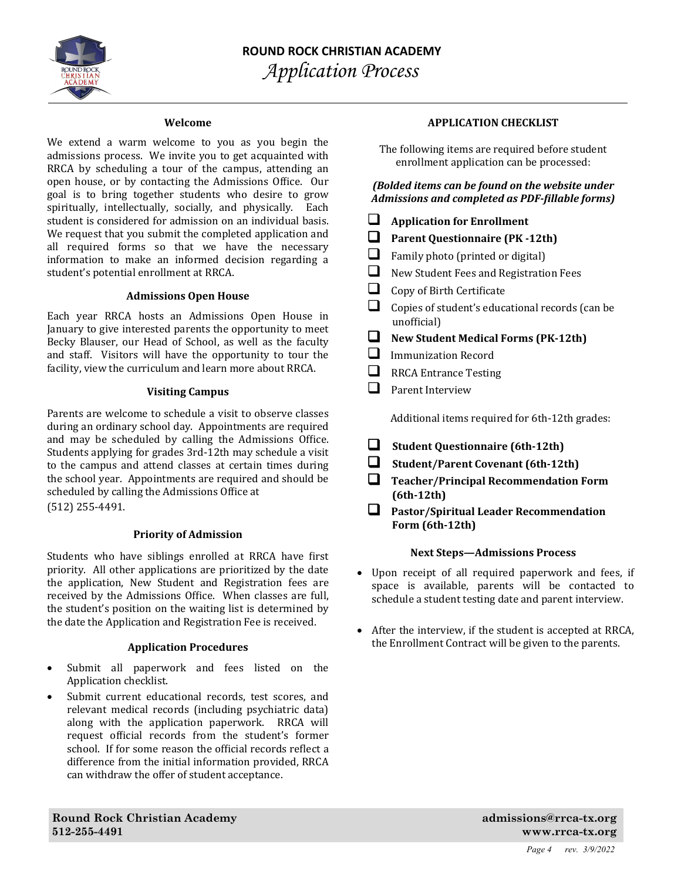# ROUND ROCK CHRISTIAN ACADEMY

## *Application Process*

### Welcome

We extend a warm welcome to you as you begin the admissions process. We invite you to get acquainted with RRCA by scheduling a tour of the campus, attending an open house, or by contacting the Admissions Office. Our goal is to bring together students who desire to grow spiritually, intellectually, socially, and physically. Each student is considered for admission on an individual basis. We request that you submit the completed application and all required forms so that we have the necessary information to make an informed decision regarding a student's potential enrollment at RRCA.

### Admissions Open House

Each year RRCA hosts an Admissions Open House in January to give interested parents the opportunity to meet Becky Blauser, our Head of School, as well as the faculty and staff. Visitors will have the opportunity to tour the facility, view the curriculum and learn more about RRCA.

### Visiting Campus

Parents are welcome to schedule a visit to observe classes during an ordinary school day. Appointments are required and may be scheduled by calling the Admissions Office. Students applying for grades 3rd-12th may schedule a visit to the campus and attend classes at certain times during the school year. Appointments are required and should be scheduled by calling the Admissions Office at (512) 255-4491.

### Priority of Admission

Students who have siblings enrolled at RRCA have first priority. All other applications are prioritized by the date the application, New Student and Registration fees are received by the Admissions Office. When classes are full, the student's position on the waiting list is determined by the date the Application and Registration Fee is received.

### Application Procedures

- Submit all paperwork and fees listed on the Application checklist.
- Submit current educational records, test scores, and relevant medical records (including psychiatric data) along with the application paperwork. RRCA will request official records from the student's former school. If for some reason the official records reflect a difference from the initial information provided, RRCA can withdraw the offer of student acceptance.

### APPLICATION CHECKLIST

The following items are required before student enrollment application can be processed:

***(Bolded items can be found on the website under Admissions and completed as PDF-fillable forms)***

- [ ] **Application for Enrollment**
- [ ] **Parent Questionnaire (PK -12th)**
- [ ] Family photo (printed or digital)
- [ ] New Student Fees and Registration Fees
- [ ] Copy of Birth Certificate
- [ ] Copies of student's educational records (can be unofficial)
- [ ] **New Student Medical Forms (PK-12th)**
- [ ] Immunization Record
- [ ] RRCA Entrance Testing
- [ ] Parent Interview

Additional items required for 6th-12th grades:

- [ ] **Student Questionnaire (6th-12th)**
- [ ] **Student/Parent Covenant (6th-12th)**
- [ ] **Teacher/Principal Recommendation Form (6th-12th)**
- [ ] **Pastor/Spiritual Leader Recommendation Form (6th-12th)**

### Next Steps—Admissions Process

- Upon receipt of all required paperwork and fees, if space is available, parents will be contacted to schedule a student testing date and parent interview.
- After the interview, if the student is accepted at RRCA, the Enrollment Contract will be given to the parents.

**Round Rock Christian Academy**
**512-255-4491**

**admissions@rrca-tx.org**
**www.rrca-tx.org**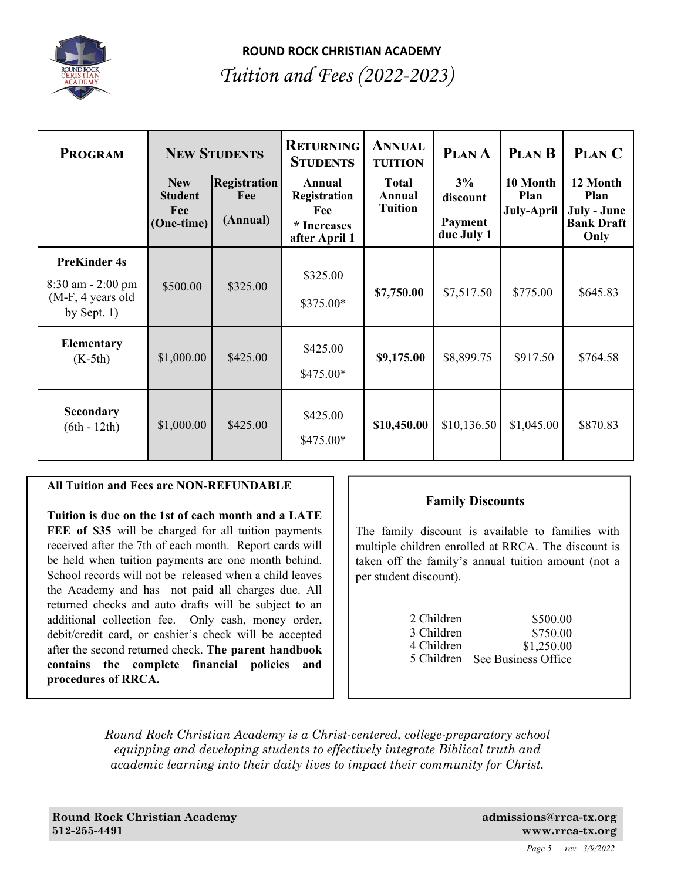# ROUND ROCK CHRISTIAN ACADEMY

## *Tuition and Fees (2022-2023)*

| **Program** | **New Students** | | **Returning Students** | **Annual Tuition** | **Plan A** | **Plan B** | **Plan C** |
|---|---|---|---|---|---|---|---|
| | **New Student Fee (One-time)** | **Registration Fee (Annual)** | **Annual Registration Fee * Increases after April 1** | **Total Annual Tuition** | **3% discount Payment due July 1** | **10 Month Plan July-April** | **12 Month Plan July - June Bank Draft Only** |
| **PreKinder 4s** 8:30 am - 2:00 pm (M-F, 4 years old by Sept. 1) | $500.00 | $325.00 | $325.00 $375.00* | **$7,750.00** | $7,517.50 | $775.00 | $645.83 |
| **Elementary** (K-5th) | $1,000.00 | $425.00 | $425.00 $475.00* | **$9,175.00** | $8,899.75 | $917.50 | $764.58 |
| **Secondary** (6th - 12th) | $1,000.00 | $425.00 | $425.00 $475.00* | **$10,450.00** | $10,136.50 | $1,045.00 | $870.83 |

**All Tuition and Fees are NON-REFUNDABLE**

**Tuition is due on the 1st of each month and a LATE FEE of $35** will be charged for all tuition payments received after the 7th of each month. Report cards will be held when tuition payments are one month behind. School records will not be released when a child leaves the Academy and has not paid all charges due. All returned checks and auto drafts will be subject to an additional collection fee. Only cash, money order, debit/credit card, or cashier's check will be accepted after the second returned check. **The parent handbook contains the complete financial policies and procedures of RRCA.**

**Family Discounts**

The family discount is available to families with multiple children enrolled at RRCA. The discount is taken off the family's annual tuition amount (not a per student discount).

| | |
|---|---|
| 2 Children | $500.00 |
| 3 Children | $750.00 |
| 4 Children | $1,250.00 |
| 5 Children | See Business Office |

*Round Rock Christian Academy is a Christ-centered, college-preparatory school equipping and developing students to effectively integrate Biblical truth and academic learning into their daily lives to impact their community for Christ.*

**Round Rock Christian Academy**
**512-255-4491**

**admissions@rrca-tx.org**
**www.rrca-tx.org**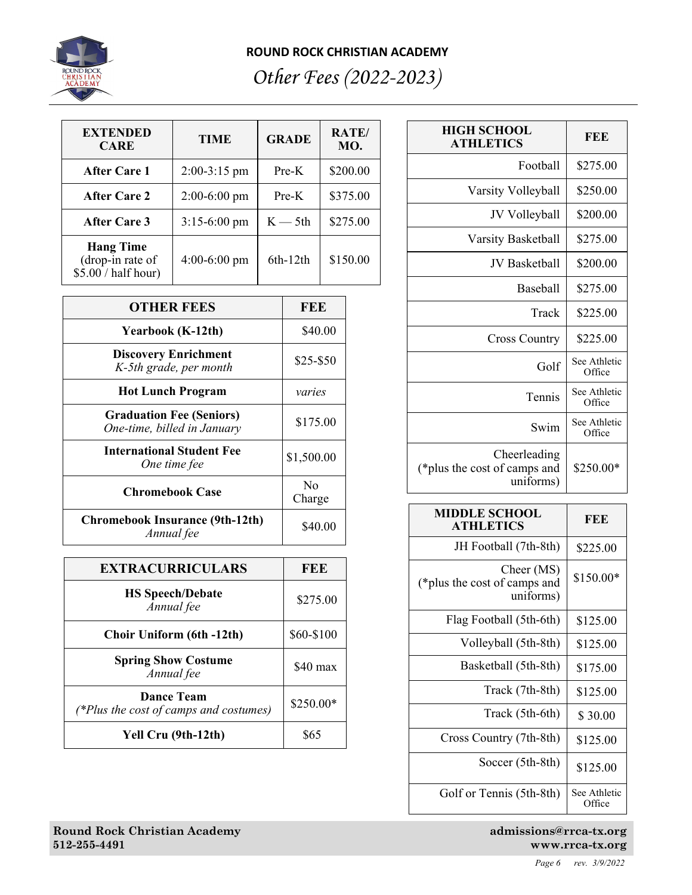# ROUND ROCK CHRISTIAN ACADEMY

## *Other Fees (2022-2023)*

| EXTENDED CARE | TIME | GRADE | RATE/ MO. |
|---|---|---|---|
| **After Care 1** | 2:00-3:15 pm | Pre-K | $200.00 |
| **After Care 2** | 2:00-6:00 pm | Pre-K | $375.00 |
| **After Care 3** | 3:15-6:00 pm | K — 5th | $275.00 |
| **Hang Time** (drop-in rate of $5.00 / half hour) | 4:00-6:00 pm | 6th-12th | $150.00 |

| OTHER FEES | FEE |
|---|---|
| **Yearbook (K-12th)** | $40.00 |
| **Discovery Enrichment** *K-5th grade, per month* | $25-$50 |
| **Hot Lunch Program** | *varies* |
| **Graduation Fee (Seniors)** *One-time, billed in January* | $175.00 |
| **International Student Fee** *One time fee* | $1,500.00 |
| **Chromebook Case** | No Charge |
| **Chromebook Insurance (9th-12th)** *Annual fee* | $40.00 |

| EXTRACURRICULARS | FEE |
|---|---|
| **HS Speech/Debate** *Annual fee* | $275.00 |
| **Choir Uniform (6th -12th)** | $60-$100 |
| **Spring Show Costume** *Annual fee* | $40 max |
| **Dance Team** *(*Plus the cost of camps and costumes)* | $250.00* |
| **Yell Cru (9th-12th)** | $65 |

| HIGH SCHOOL ATHLETICS | FEE |
|---|---|
| Football | $275.00 |
| Varsity Volleyball | $250.00 |
| JV Volleyball | $200.00 |
| Varsity Basketball | $275.00 |
| JV Basketball | $200.00 |
| Baseball | $275.00 |
| Track | $225.00 |
| Cross Country | $225.00 |
| Golf | See Athletic Office |
| Tennis | See Athletic Office |
| Swim | See Athletic Office |
| Cheerleading (*plus the cost of camps and uniforms) | $250.00* |

| MIDDLE SCHOOL ATHLETICS | FEE |
|---|---|
| JH Football (7th-8th) | $225.00 |
| Cheer (MS) (*plus the cost of camps and uniforms) | $150.00* |
| Flag Football (5th-6th) | $125.00 |
| Volleyball (5th-8th) | $125.00 |
| Basketball (5th-8th) | $175.00 |
| Track (7th-8th) | $125.00 |
| Track (5th-6th) | $ 30.00 |
| Cross Country (7th-8th) | $125.00 |
| Soccer (5th-8th) | $125.00 |
| Golf or Tennis (5th-8th) | See Athletic Office |

**Round Rock Christian Academy**
**512-255-4491**

**admissions@rrca-tx.org**
**www.rrca-tx.org**

*rev. 3/9/2022*